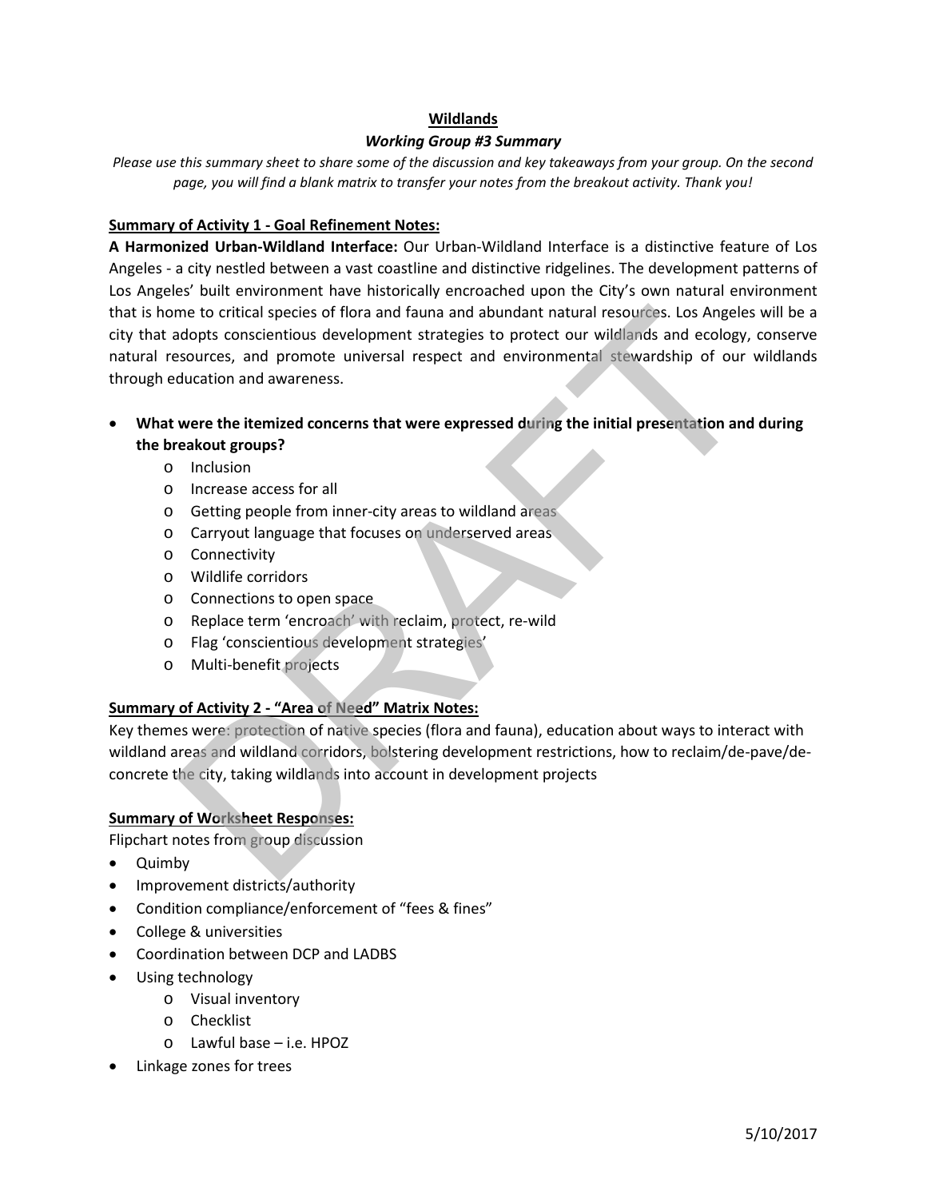# Wildlands

## *Working Group #3 Summary*

*Please use this summary sheet to share some of the discussion and key takeaways from your group. On the second page, you will find a blank matrix to transfer your notes from the breakout activity. Thank you!*

### Summary of Activity 1 - Goal Refinement Notes:

**A Harmonized Urban-Wildland Interface:** Our Urban-Wildland Interface is a distinctive feature of Los Angeles - a city nestled between a vast coastline and distinctive ridgelines. The development patterns of Los Angeles' built environment have historically encroached upon the City's own natural environment that is home to critical species of flora and fauna and abundant natural resources. Los Angeles will be a city that adopts conscientious development strategies to protect our wildlands and ecology, conserve natural resources, and promote universal respect and environmental stewardship of our wildlands through education and awareness.

- **What were the itemized concerns that were expressed during the initial presentation and during the breakout groups?**
  - Inclusion
  - Increase access for all
  - Getting people from inner-city areas to wildland areas
  - Carryout language that focuses on underserved areas
  - Connectivity
  - Wildlife corridors
  - Connections to open space
  - Replace term 'encroach' with reclaim, protect, re-wild
  - Flag 'conscientious development strategies'
  - Multi-benefit projects

### Summary of Activity 2 - "Area of Need" Matrix Notes:

Key themes were: protection of native species (flora and fauna), education about ways to interact with wildland areas and wildland corridors, bolstering development restrictions, how to reclaim/de-pave/de-concrete the city, taking wildlands into account in development projects

### Summary of Worksheet Responses:

Flipchart notes from group discussion

- Quimby
- Improvement districts/authority
- Condition compliance/enforcement of "fees & fines"
- College & universities
- Coordination between DCP and LADBS
- Using technology
  - Visual inventory
  - Checklist
  - Lawful base – i.e. HPOZ
- Linkage zones for trees

5/10/2017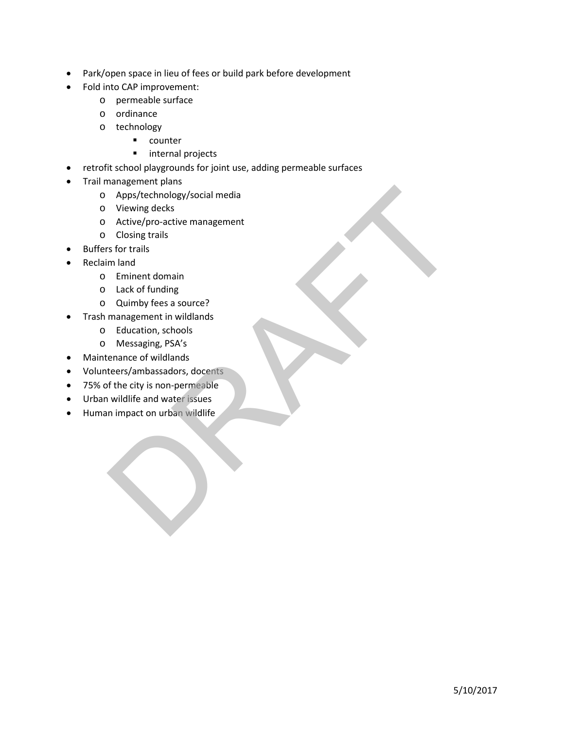- Park/open space in lieu of fees or build park before development
- Fold into CAP improvement:
    - permeable surface
    - ordinance
    - technology
        - counter
        - internal projects
- retrofit school playgrounds for joint use, adding permeable surfaces
- Trail management plans
    - Apps/technology/social media
    - Viewing decks
    - Active/pro-active management
    - Closing trails
- Buffers for trails
- Reclaim land
    - Eminent domain
    - Lack of funding
    - Quimby fees a source?
- Trash management in wildlands
    - Education, schools
    - Messaging, PSA's
- Maintenance of wildlands
- Volunteers/ambassadors, docents
- 75% of the city is non-permeable
- Urban wildlife and water issues
- Human impact on urban wildlife

DRAFT

5/10/2017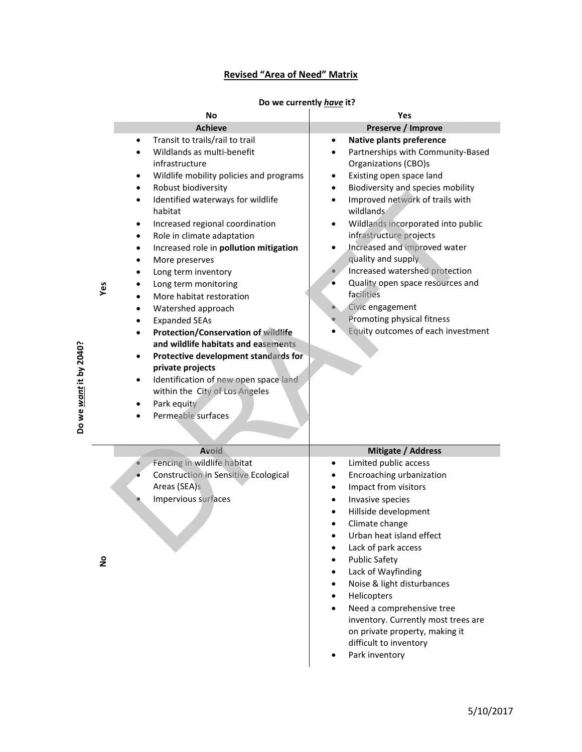## Revised "Area of Need" Matrix

**Do we currently *have* it?** (columns: No / Yes)

**Do we *want* it by 2040?** (rows: Yes / No)

| | No | Yes |
|---|---|---|
| **Yes** | **Achieve**<br>• Transit to trails/rail to trail<br>• Wildlands as multi-benefit infrastructure<br>• Wildlife mobility policies and programs<br>• Robust biodiversity<br>• Identified waterways for wildlife habitat<br>• Increased regional coordination<br>• Role in climate adaptation<br>• Increased role in **pollution mitigation**<br>• More preserves<br>• Long term inventory<br>• Long term monitoring<br>• More habitat restoration<br>• Watershed approach<br>• Expanded SEAs<br>• **Protection/Conservation of wildlife and wildlife habitats and easements**<br>• **Protective development standards for private projects**<br>• Identification of new open space land within the City of Los Angeles<br>• Park equity<br>• Permeable surfaces | **Preserve / Improve**<br>• **Native plants preference**<br>• Partnerships with Community-Based Organizations (CBO)s<br>• Existing open space land<br>• Biodiversity and species mobility<br>• Improved network of trails with wildlands<br>• Wildlands incorporated into public infrastructure projects<br>• Increased and improved water quality and supply<br>• Increased watershed protection<br>• Quality open space resources and facilities<br>• Civic engagement<br>• Promoting physical fitness<br>• Equity outcomes of each investment |
| **No** | **Avoid**<br>• Fencing in wildlife habitat<br>• Construction in Sensitive Ecological Areas (SEA)s<br>• Impervious surfaces | **Mitigate / Address**<br>• Limited public access<br>• Encroaching urbanization<br>• Impact from visitors<br>• Invasive species<br>• Hillside development<br>• Climate change<br>• Urban heat island effect<br>• Lack of park access<br>• Public Safety<br>• Lack of Wayfinding<br>• Noise & light disturbances<br>• Helicopters<br>• Need a comprehensive tree inventory. Currently most trees are on private property, making it difficult to inventory<br>• Park inventory |

DRAFT

5/10/2017